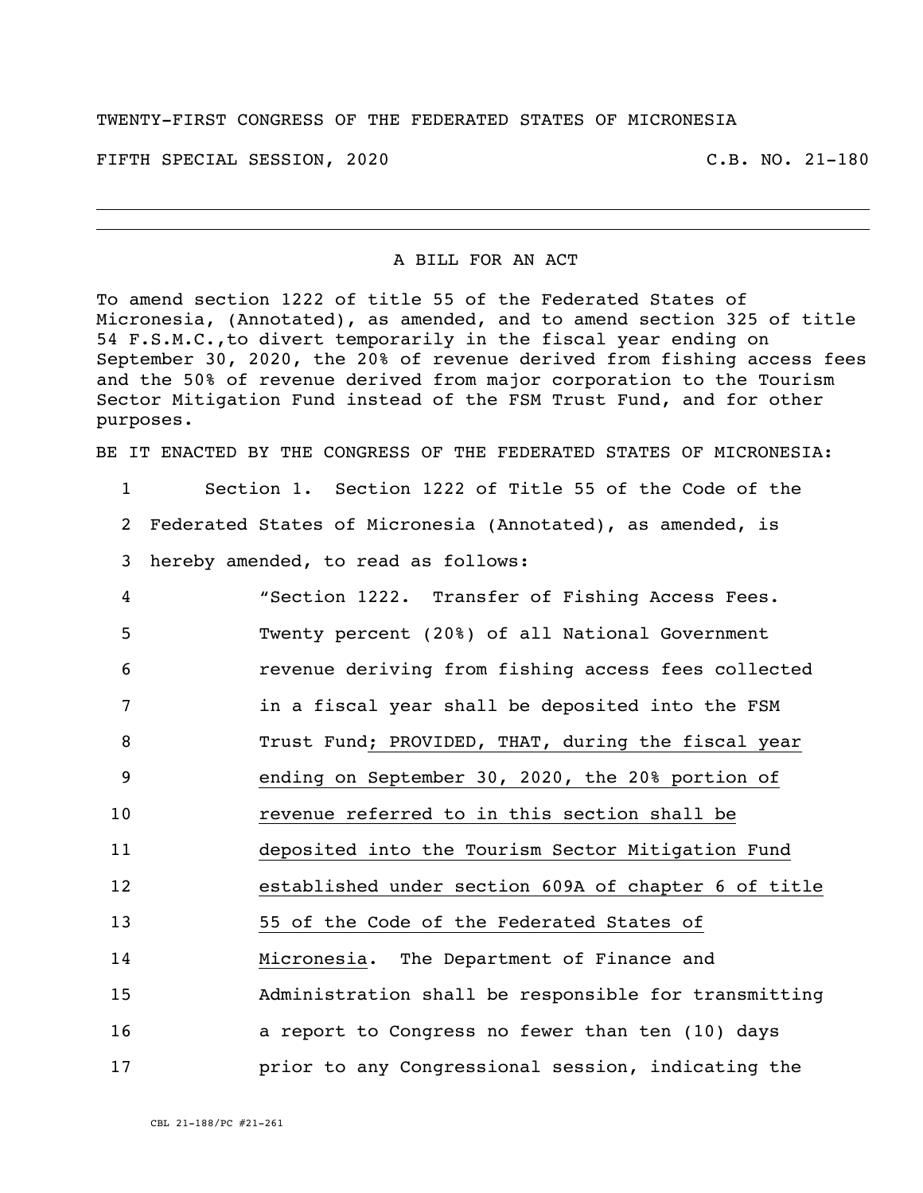TWENTY-FIRST CONGRESS OF THE FEDERATED STATES OF MICRONESIA

FIFTH SPECIAL SESSION, 2020 C.B. NO. 21-180

---

A BILL FOR AN ACT

To amend section 1222 of title 55 of the Federated States of Micronesia, (Annotated), as amended, and to amend section 325 of title 54 F.S.M.C.,to divert temporarily in the fiscal year ending on September 30, 2020, the 20% of revenue derived from fishing access fees and the 50% of revenue derived from major corporation to the Tourism Sector Mitigation Fund instead of the FSM Trust Fund, and for other purposes.

BE IT ENACTED BY THE CONGRESS OF THE FEDERATED STATES OF MICRONESIA:

1 Section 1. Section 1222 of Title 55 of the Code of the
2 Federated States of Micronesia (Annotated), as amended, is
3 hereby amended, to read as follows:
4 "Section 1222. Transfer of Fishing Access Fees.
5 Twenty percent (20%) of all National Government
6 revenue deriving from fishing access fees collected
7 in a fiscal year shall be deposited into the FSM
8 Trust Fund<u>; PROVIDED, THAT, during the fiscal year</u>
9 <u>ending on September 30, 2020, the 20% portion of</u>
10 <u>revenue referred to in this section shall be</u>
11 <u>deposited into the Tourism Sector Mitigation Fund</u>
12 <u>established under section 609A of chapter 6 of title</u>
13 <u>55 of the Code of the Federated States of</u>
14 <u>Micronesia</u>. The Department of Finance and
15 Administration shall be responsible for transmitting
16 a report to Congress no fewer than ten (10) days
17 prior to any Congressional session, indicating the

CBL 21-188/PC #21-261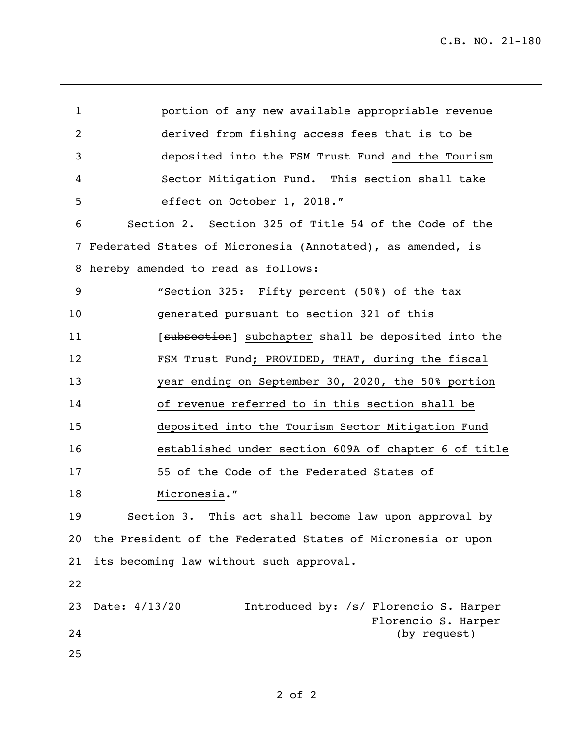portion of any new available appropriable revenue derived from fishing access fees that is to be deposited into the FSM Trust Fund and the Tourism Sector Mitigation Fund. This section shall take effect on October 1, 2018."

Section 2. Section 325 of Title 54 of the Code of the Federated States of Micronesia (Annotated), as amended, is hereby amended to read as follows:

"Section 325: Fifty percent (50%) of the tax generated pursuant to section 321 of this [~~subsection~~] subchapter shall be deposited into the FSM Trust Fund; PROVIDED, THAT, during the fiscal year ending on September 30, 2020, the 50% portion of revenue referred to in this section shall be deposited into the Tourism Sector Mitigation Fund established under section 609A of chapter 6 of title 55 of the Code of the Federated States of Micronesia."

Section 3. This act shall become law upon approval by the President of the Federated States of Micronesia or upon its becoming law without such approval.

Date: 4/13/20 Introduced by: /s/ Florencio S. Harper
Florencio S. Harper
(by request)